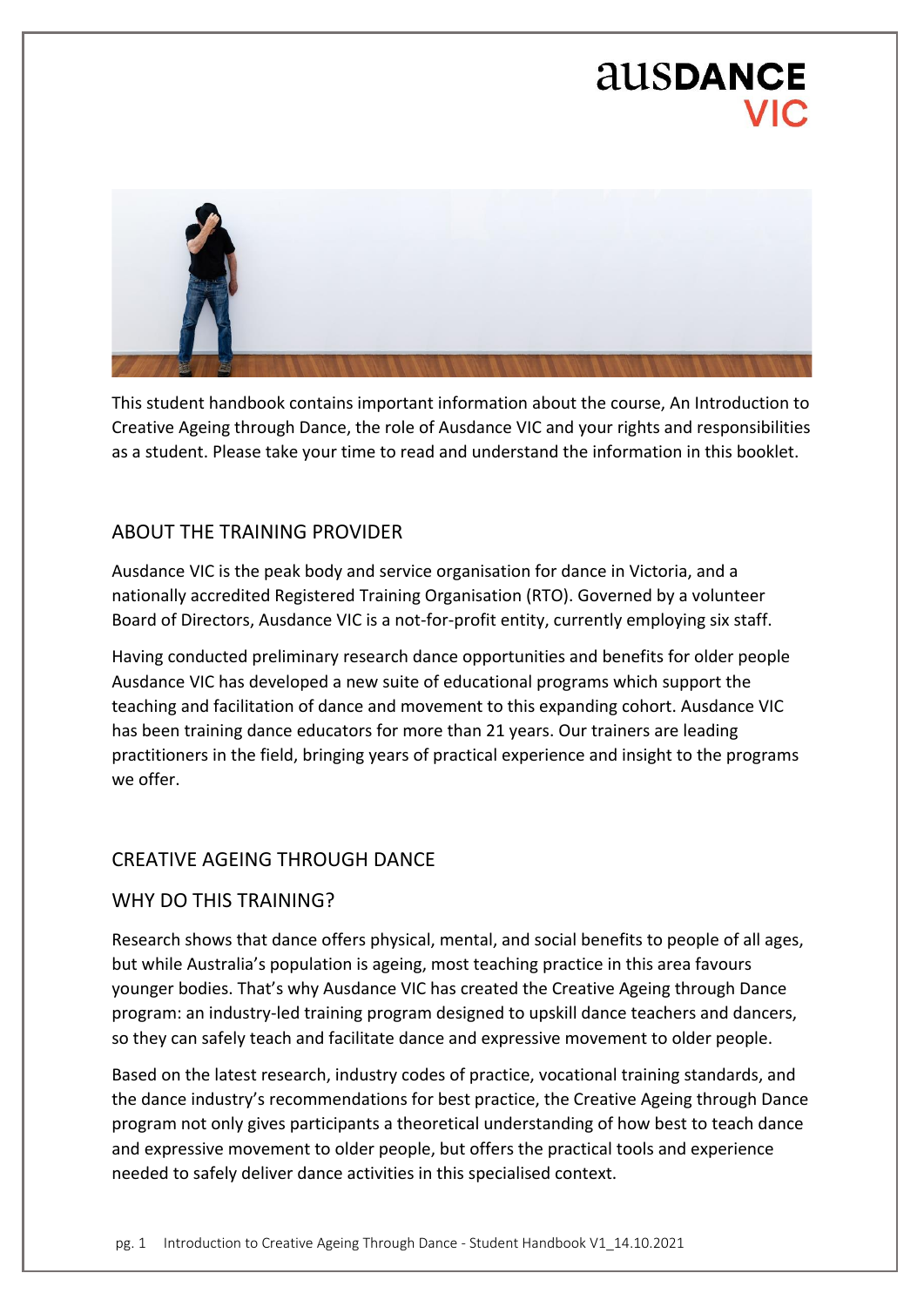ausDANCE VIC

This student handbook contains important information about the course, An Introduction to Creative Ageing through Dance, the role of Ausdance VIC and your rights and responsibilities as a student. Please take your time to read and understand the information in this booklet.

## ABOUT THE TRAINING PROVIDER

Ausdance VIC is the peak body and service organisation for dance in Victoria, and a nationally accredited Registered Training Organisation (RTO). Governed by a volunteer Board of Directors, Ausdance VIC is a not-for-profit entity, currently employing six staff.

Having conducted preliminary research dance opportunities and benefits for older people Ausdance VIC has developed a new suite of educational programs which support the teaching and facilitation of dance and movement to this expanding cohort. Ausdance VIC has been training dance educators for more than 21 years. Our trainers are leading practitioners in the field, bringing years of practical experience and insight to the programs we offer.

## CREATIVE AGEING THROUGH DANCE

### WHY DO THIS TRAINING?

Research shows that dance offers physical, mental, and social benefits to people of all ages, but while Australia's population is ageing, most teaching practice in this area favours younger bodies. That's why Ausdance VIC has created the Creative Ageing through Dance program: an industry-led training program designed to upskill dance teachers and dancers, so they can safely teach and facilitate dance and expressive movement to older people.

Based on the latest research, industry codes of practice, vocational training standards, and the dance industry's recommendations for best practice, the Creative Ageing through Dance program not only gives participants a theoretical understanding of how best to teach dance and expressive movement to older people, but offers the practical tools and experience needed to safely deliver dance activities in this specialised context.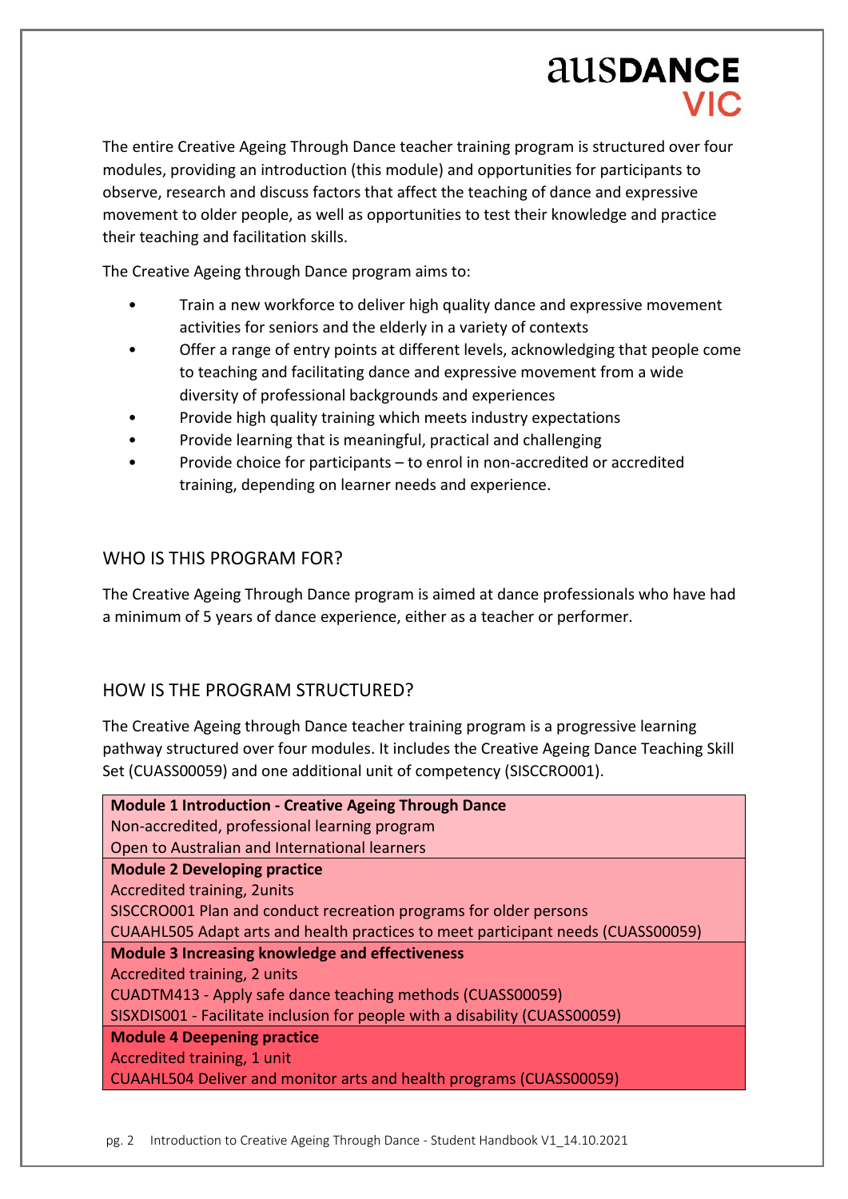The entire Creative Ageing Through Dance teacher training program is structured over four modules, providing an introduction (this module) and opportunities for participants to observe, research and discuss factors that affect the teaching of dance and expressive movement to older people, as well as opportunities to test their knowledge and practice their teaching and facilitation skills.

The Creative Ageing through Dance program aims to:

- Train a new workforce to deliver high quality dance and expressive movement activities for seniors and the elderly in a variety of contexts
- Offer a range of entry points at different levels, acknowledging that people come to teaching and facilitating dance and expressive movement from a wide diversity of professional backgrounds and experiences
- Provide high quality training which meets industry expectations
- Provide learning that is meaningful, practical and challenging
- Provide choice for participants – to enrol in non-accredited or accredited training, depending on learner needs and experience.

## WHO IS THIS PROGRAM FOR?

The Creative Ageing Through Dance program is aimed at dance professionals who have had a minimum of 5 years of dance experience, either as a teacher or performer.

## HOW IS THE PROGRAM STRUCTURED?

The Creative Ageing through Dance teacher training program is a progressive learning pathway structured over four modules. It includes the Creative Ageing Dance Teaching Skill Set (CUASS00059) and one additional unit of competency (SISCCRO001).

| **Module 1 Introduction - Creative Ageing Through Dance** |
|---|
| Non-accredited, professional learning program |
| Open to Australian and International learners |
| **Module 2 Developing practice** |
| Accredited training, 2units |
| SISCCRO001 Plan and conduct recreation programs for older persons |
| CUAAHL505 Adapt arts and health practices to meet participant needs (CUASS00059) |
| **Module 3 Increasing knowledge and effectiveness** |
| Accredited training, 2 units |
| CUADTM413 - Apply safe dance teaching methods (CUASS00059) |
| SISXDIS001 - Facilitate inclusion for people with a disability (CUASS00059) |
| **Module 4 Deepening practice** |
| Accredited training, 1 unit |
| CUAAHL504 Deliver and monitor arts and health programs (CUASS00059) |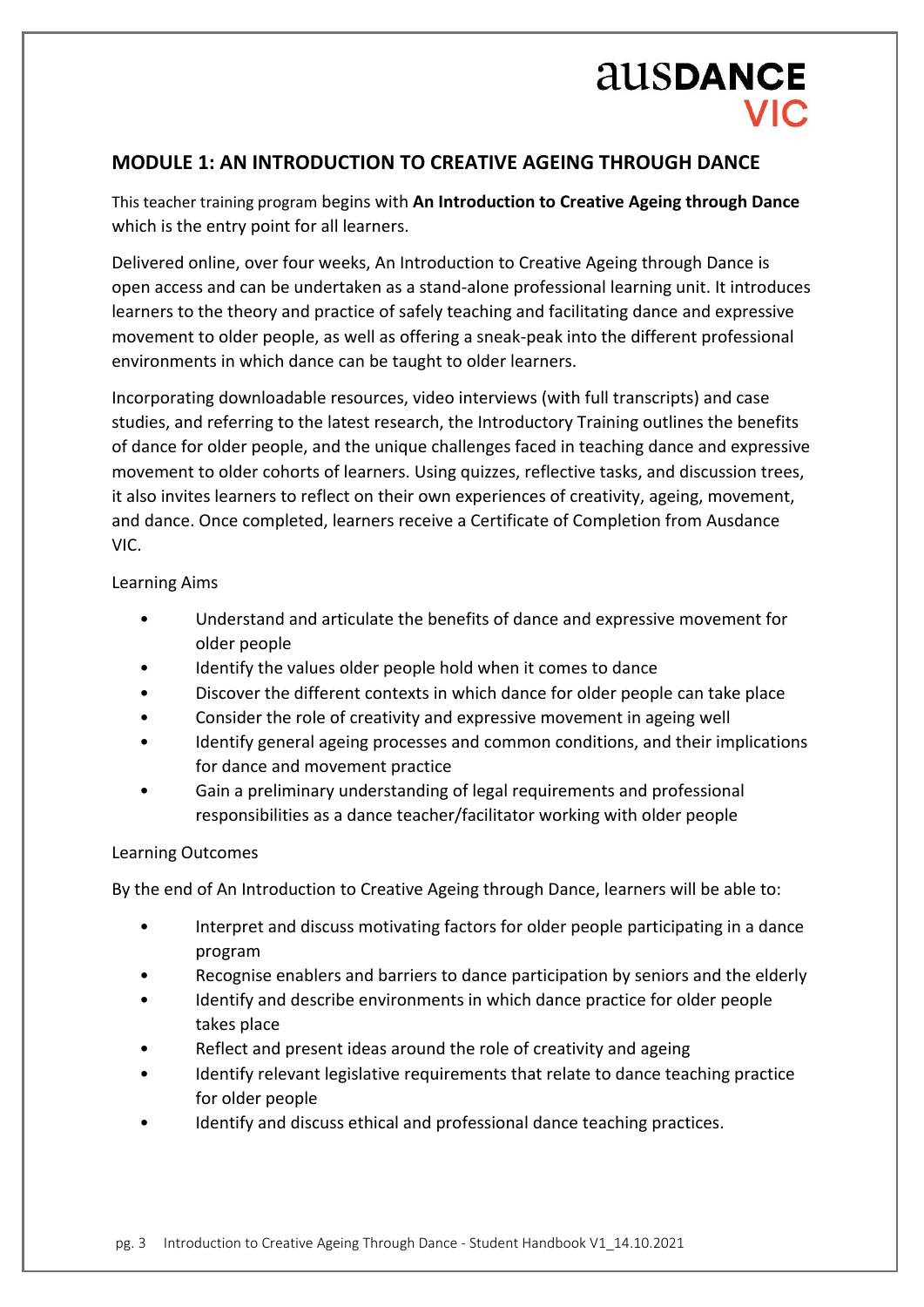## MODULE 1: AN INTRODUCTION TO CREATIVE AGEING THROUGH DANCE

This teacher training program begins with **An Introduction to Creative Ageing through Dance** which is the entry point for all learners.

Delivered online, over four weeks, An Introduction to Creative Ageing through Dance is open access and can be undertaken as a stand-alone professional learning unit. It introduces learners to the theory and practice of safely teaching and facilitating dance and expressive movement to older people, as well as offering a sneak-peak into the different professional environments in which dance can be taught to older learners.

Incorporating downloadable resources, video interviews (with full transcripts) and case studies, and referring to the latest research, the Introductory Training outlines the benefits of dance for older people, and the unique challenges faced in teaching dance and expressive movement to older cohorts of learners. Using quizzes, reflective tasks, and discussion trees, it also invites learners to reflect on their own experiences of creativity, ageing, movement, and dance. Once completed, learners receive a Certificate of Completion from Ausdance VIC.

Learning Aims

- Understand and articulate the benefits of dance and expressive movement for older people
- Identify the values older people hold when it comes to dance
- Discover the different contexts in which dance for older people can take place
- Consider the role of creativity and expressive movement in ageing well
- Identify general ageing processes and common conditions, and their implications for dance and movement practice
- Gain a preliminary understanding of legal requirements and professional responsibilities as a dance teacher/facilitator working with older people

Learning Outcomes

By the end of An Introduction to Creative Ageing through Dance, learners will be able to:

- Interpret and discuss motivating factors for older people participating in a dance program
- Recognise enablers and barriers to dance participation by seniors and the elderly
- Identify and describe environments in which dance practice for older people takes place
- Reflect and present ideas around the role of creativity and ageing
- Identify relevant legislative requirements that relate to dance teaching practice for older people
- Identify and discuss ethical and professional dance teaching practices.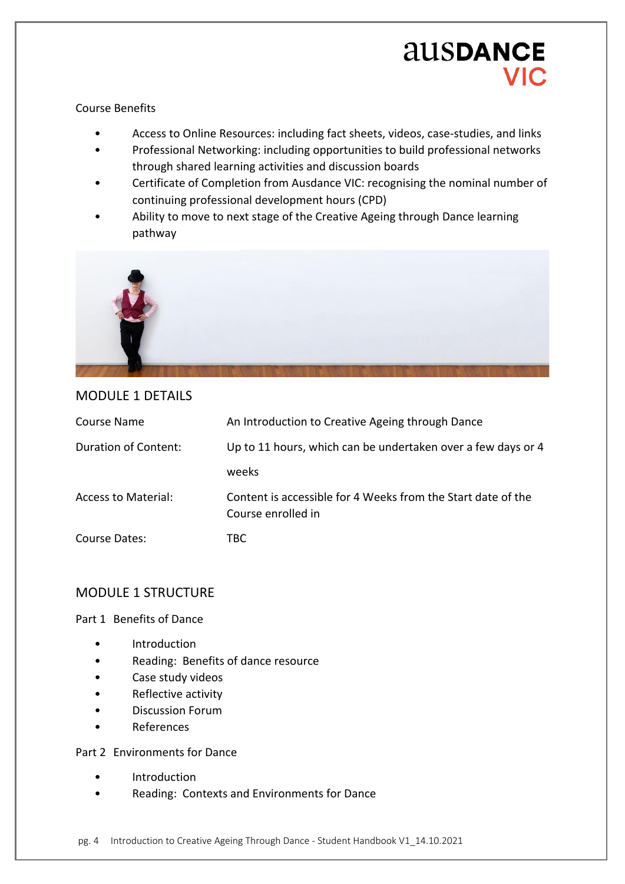Course Benefits

- Access to Online Resources: including fact sheets, videos, case-studies, and links
- Professional Networking: including opportunities to build professional networks through shared learning activities and discussion boards
- Certificate of Completion from Ausdance VIC: recognising the nominal number of continuing professional development hours (CPD)
- Ability to move to next stage of the Creative Ageing through Dance learning pathway

## MODULE 1 DETAILS

| | |
|---|---|
| Course Name | An Introduction to Creative Ageing through Dance |
| Duration of Content: | Up to 11 hours, which can be undertaken over a few days or 4 weeks |
| Access to Material: | Content is accessible for 4 Weeks from the Start date of the Course enrolled in |
| Course Dates: | TBC |

## MODULE 1 STRUCTURE

Part 1 Benefits of Dance

- Introduction
- Reading: Benefits of dance resource
- Case study videos
- Reflective activity
- Discussion Forum
- References

Part 2 Environments for Dance

- Introduction
- Reading: Contexts and Environments for Dance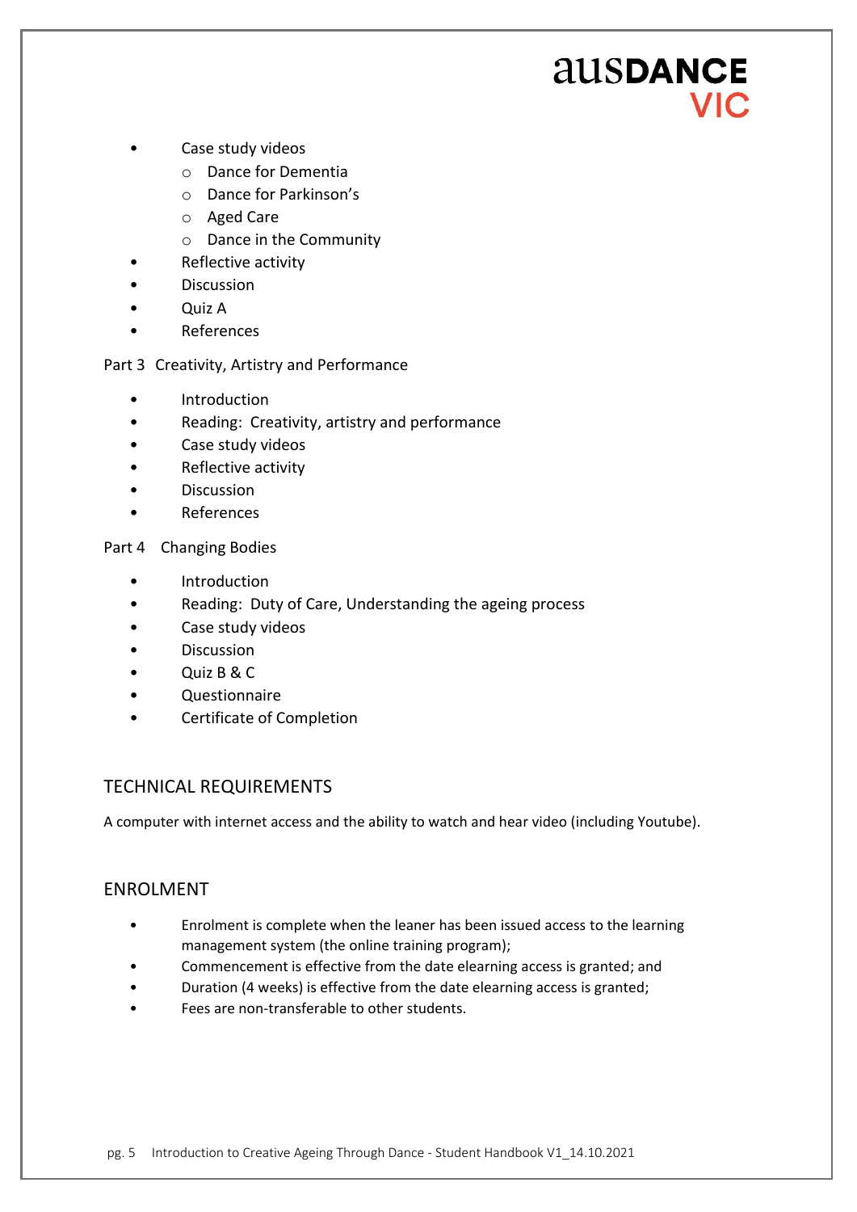- Case study videos
  - Dance for Dementia
  - Dance for Parkinson's
  - Aged Care
  - Dance in the Community
- Reflective activity
- Discussion
- Quiz A
- References

Part 3 Creativity, Artistry and Performance

- Introduction
- Reading: Creativity, artistry and performance
- Case study videos
- Reflective activity
- Discussion
- References

Part 4 Changing Bodies

- Introduction
- Reading: Duty of Care, Understanding the ageing process
- Case study videos
- Discussion
- Quiz B & C
- Questionnaire
- Certificate of Completion

## TECHNICAL REQUIREMENTS

A computer with internet access and the ability to watch and hear video (including Youtube).

## ENROLMENT

- Enrolment is complete when the leaner has been issued access to the learning management system (the online training program);
- Commencement is effective from the date elearning access is granted; and
- Duration (4 weeks) is effective from the date elearning access is granted;
- Fees are non-transferable to other students.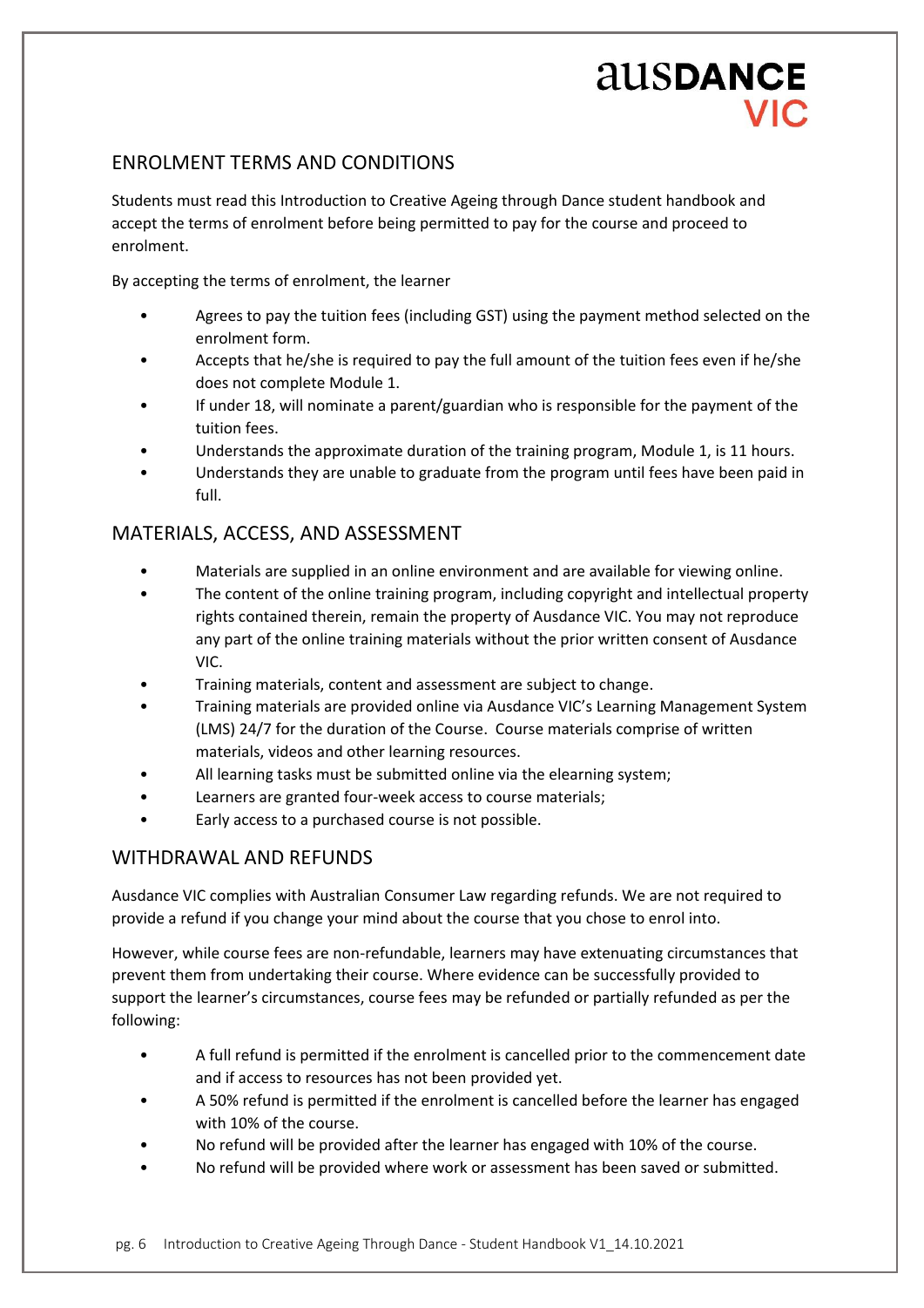## ENROLMENT TERMS AND CONDITIONS

Students must read this Introduction to Creative Ageing through Dance student handbook and accept the terms of enrolment before being permitted to pay for the course and proceed to enrolment.

By accepting the terms of enrolment, the learner

- Agrees to pay the tuition fees (including GST) using the payment method selected on the enrolment form.
- Accepts that he/she is required to pay the full amount of the tuition fees even if he/she does not complete Module 1.
- If under 18, will nominate a parent/guardian who is responsible for the payment of the tuition fees.
- Understands the approximate duration of the training program, Module 1, is 11 hours.
- Understands they are unable to graduate from the program until fees have been paid in full.

## MATERIALS, ACCESS, AND ASSESSMENT

- Materials are supplied in an online environment and are available for viewing online.
- The content of the online training program, including copyright and intellectual property rights contained therein, remain the property of Ausdance VIC. You may not reproduce any part of the online training materials without the prior written consent of Ausdance VIC.
- Training materials, content and assessment are subject to change.
- Training materials are provided online via Ausdance VIC's Learning Management System (LMS) 24/7 for the duration of the Course. Course materials comprise of written materials, videos and other learning resources.
- All learning tasks must be submitted online via the elearning system;
- Learners are granted four-week access to course materials;
- Early access to a purchased course is not possible.

## WITHDRAWAL AND REFUNDS

Ausdance VIC complies with Australian Consumer Law regarding refunds. We are not required to provide a refund if you change your mind about the course that you chose to enrol into.

However, while course fees are non-refundable, learners may have extenuating circumstances that prevent them from undertaking their course. Where evidence can be successfully provided to support the learner's circumstances, course fees may be refunded or partially refunded as per the following:

- A full refund is permitted if the enrolment is cancelled prior to the commencement date and if access to resources has not been provided yet.
- A 50% refund is permitted if the enrolment is cancelled before the learner has engaged with 10% of the course.
- No refund will be provided after the learner has engaged with 10% of the course.
- No refund will be provided where work or assessment has been saved or submitted.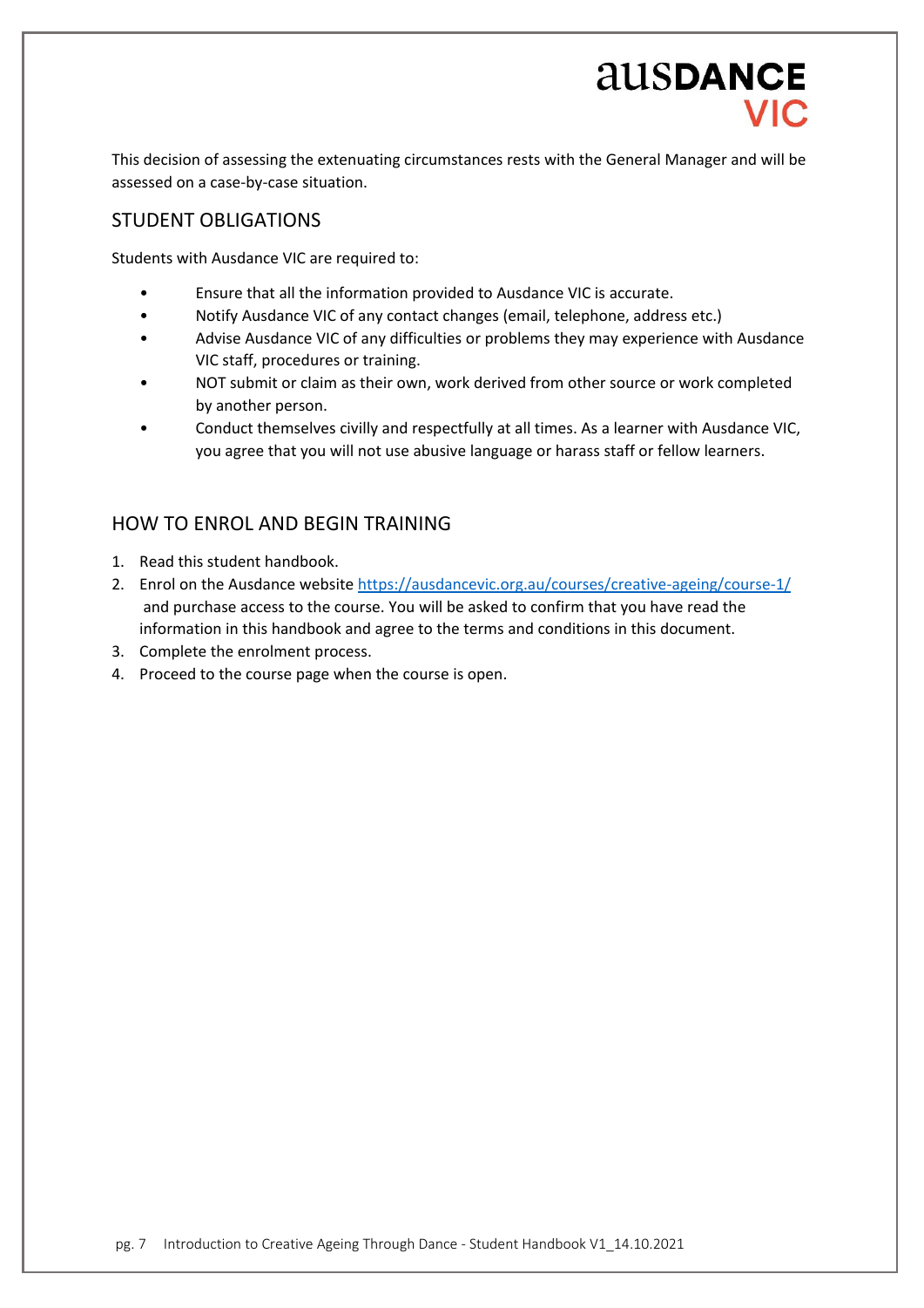This decision of assessing the extenuating circumstances rests with the General Manager and will be assessed on a case-by-case situation.

## STUDENT OBLIGATIONS

Students with Ausdance VIC are required to:

- Ensure that all the information provided to Ausdance VIC is accurate.
- Notify Ausdance VIC of any contact changes (email, telephone, address etc.)
- Advise Ausdance VIC of any difficulties or problems they may experience with Ausdance VIC staff, procedures or training.
- NOT submit or claim as their own, work derived from other source or work completed by another person.
- Conduct themselves civilly and respectfully at all times. As a learner with Ausdance VIC, you agree that you will not use abusive language or harass staff or fellow learners.

## HOW TO ENROL AND BEGIN TRAINING

1. Read this student handbook.
2. Enrol on the Ausdance website https://ausdancevic.org.au/courses/creative-ageing/course-1/ and purchase access to the course. You will be asked to confirm that you have read the information in this handbook and agree to the terms and conditions in this document.
3. Complete the enrolment process.
4. Proceed to the course page when the course is open.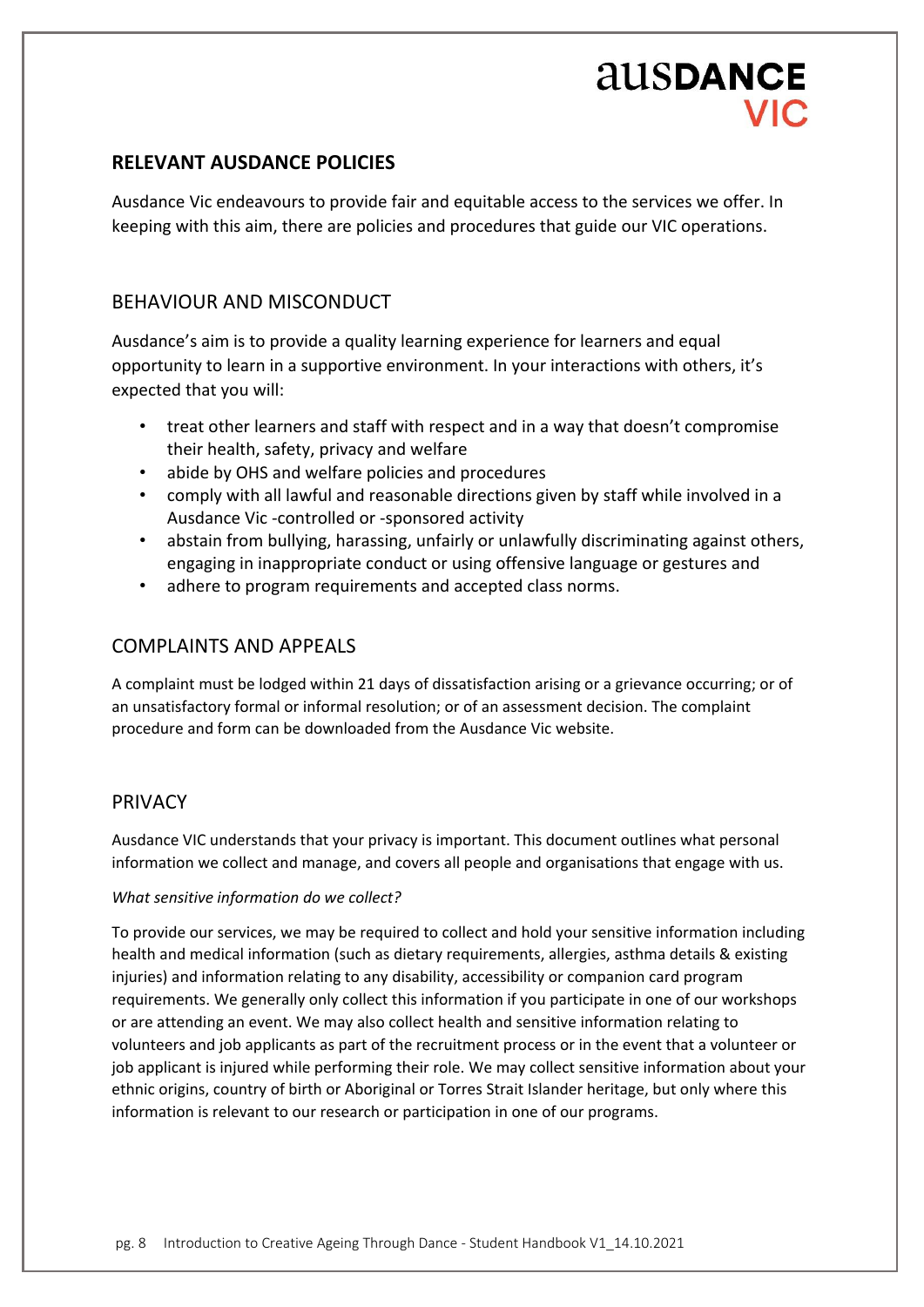## RELEVANT AUSDANCE POLICIES

Ausdance Vic endeavours to provide fair and equitable access to the services we offer. In keeping with this aim, there are policies and procedures that guide our VIC operations.

### BEHAVIOUR AND MISCONDUCT

Ausdance's aim is to provide a quality learning experience for learners and equal opportunity to learn in a supportive environment. In your interactions with others, it's expected that you will:

- treat other learners and staff with respect and in a way that doesn't compromise their health, safety, privacy and welfare
- abide by OHS and welfare policies and procedures
- comply with all lawful and reasonable directions given by staff while involved in a Ausdance Vic -controlled or -sponsored activity
- abstain from bullying, harassing, unfairly or unlawfully discriminating against others, engaging in inappropriate conduct or using offensive language or gestures and
- adhere to program requirements and accepted class norms.

### COMPLAINTS AND APPEALS

A complaint must be lodged within 21 days of dissatisfaction arising or a grievance occurring; or of an unsatisfactory formal or informal resolution; or of an assessment decision. The complaint procedure and form can be downloaded from the Ausdance Vic website.

### PRIVACY

Ausdance VIC understands that your privacy is important. This document outlines what personal information we collect and manage, and covers all people and organisations that engage with us.

*What sensitive information do we collect?*

To provide our services, we may be required to collect and hold your sensitive information including health and medical information (such as dietary requirements, allergies, asthma details & existing injuries) and information relating to any disability, accessibility or companion card program requirements. We generally only collect this information if you participate in one of our workshops or are attending an event. We may also collect health and sensitive information relating to volunteers and job applicants as part of the recruitment process or in the event that a volunteer or job applicant is injured while performing their role. We may collect sensitive information about your ethnic origins, country of birth or Aboriginal or Torres Strait Islander heritage, but only where this information is relevant to our research or participation in one of our programs.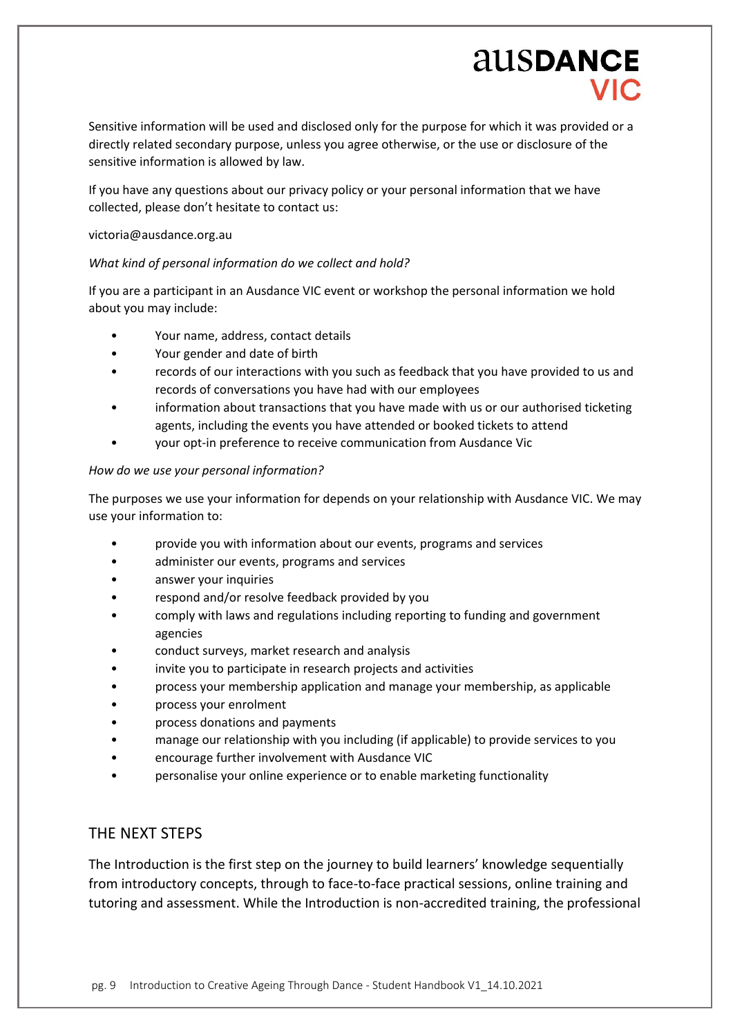Sensitive information will be used and disclosed only for the purpose for which it was provided or a directly related secondary purpose, unless you agree otherwise, or the use or disclosure of the sensitive information is allowed by law.

If you have any questions about our privacy policy or your personal information that we have collected, please don't hesitate to contact us:

victoria@ausdance.org.au

*What kind of personal information do we collect and hold?*

If you are a participant in an Ausdance VIC event or workshop the personal information we hold about you may include:

- Your name, address, contact details
- Your gender and date of birth
- records of our interactions with you such as feedback that you have provided to us and records of conversations you have had with our employees
- information about transactions that you have made with us or our authorised ticketing agents, including the events you have attended or booked tickets to attend
- your opt-in preference to receive communication from Ausdance Vic

*How do we use your personal information?*

The purposes we use your information for depends on your relationship with Ausdance VIC. We may use your information to:

- provide you with information about our events, programs and services
- administer our events, programs and services
- answer your inquiries
- respond and/or resolve feedback provided by you
- comply with laws and regulations including reporting to funding and government agencies
- conduct surveys, market research and analysis
- invite you to participate in research projects and activities
- process your membership application and manage your membership, as applicable
- process your enrolment
- process donations and payments
- manage our relationship with you including (if applicable) to provide services to you
- encourage further involvement with Ausdance VIC
- personalise your online experience or to enable marketing functionality

## THE NEXT STEPS

The Introduction is the first step on the journey to build learners' knowledge sequentially from introductory concepts, through to face-to-face practical sessions, online training and tutoring and assessment. While the Introduction is non-accredited training, the professional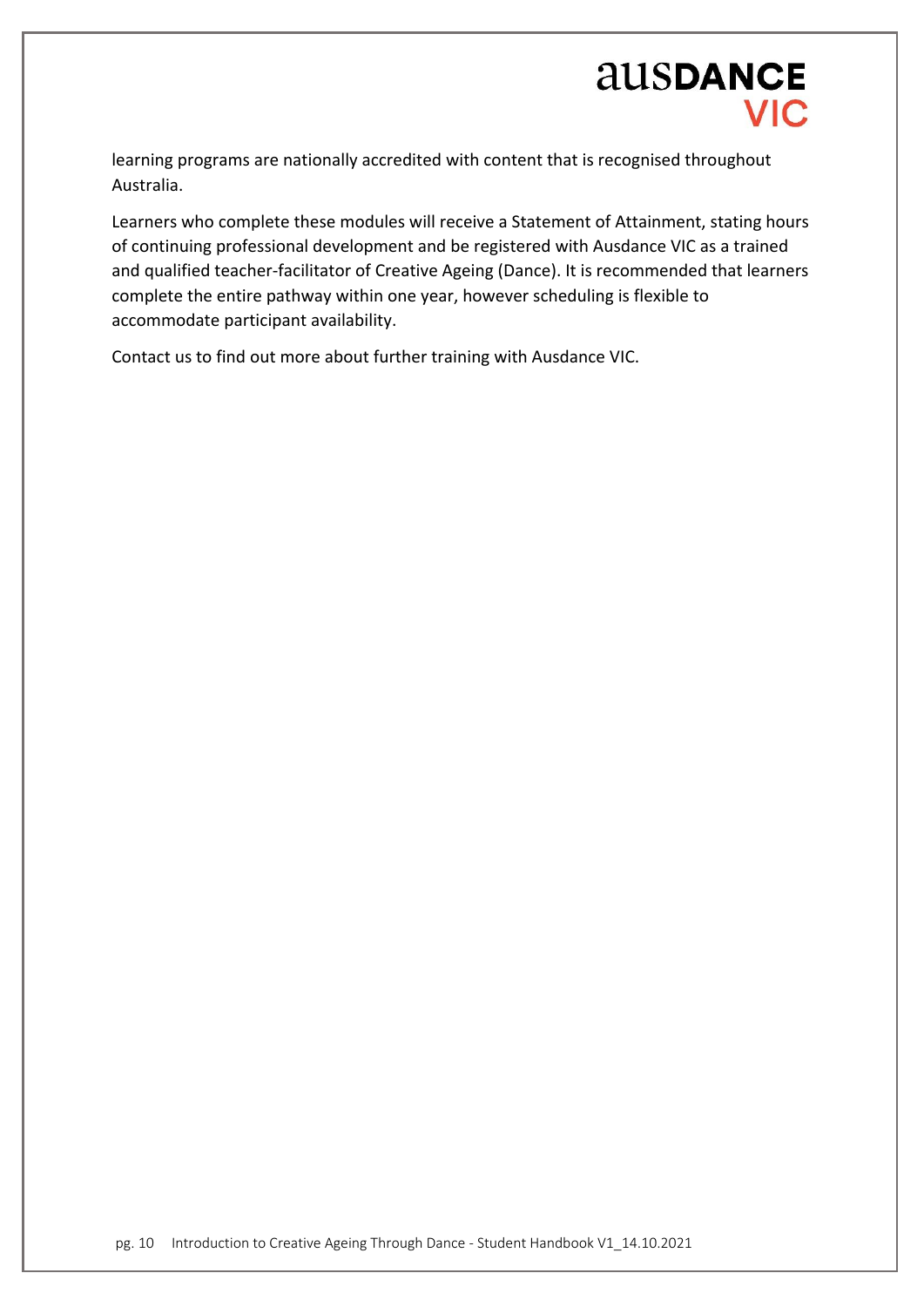learning programs are nationally accredited with content that is recognised throughout Australia.

Learners who complete these modules will receive a Statement of Attainment, stating hours of continuing professional development and be registered with Ausdance VIC as a trained and qualified teacher-facilitator of Creative Ageing (Dance). It is recommended that learners complete the entire pathway within one year, however scheduling is flexible to accommodate participant availability.

Contact us to find out more about further training with Ausdance VIC.